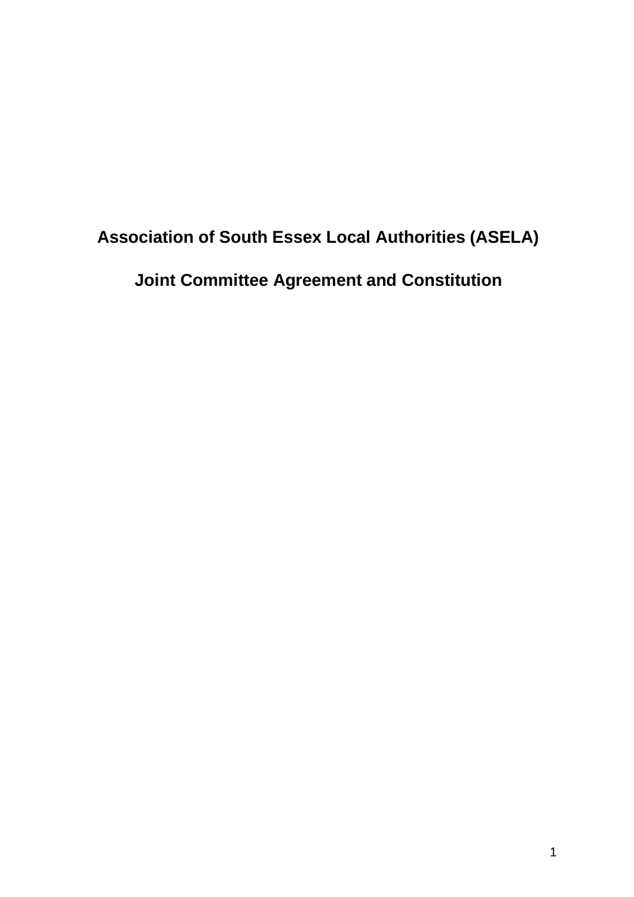# Association of South Essex Local Authorities (ASELA)

# Joint Committee Agreement and Constitution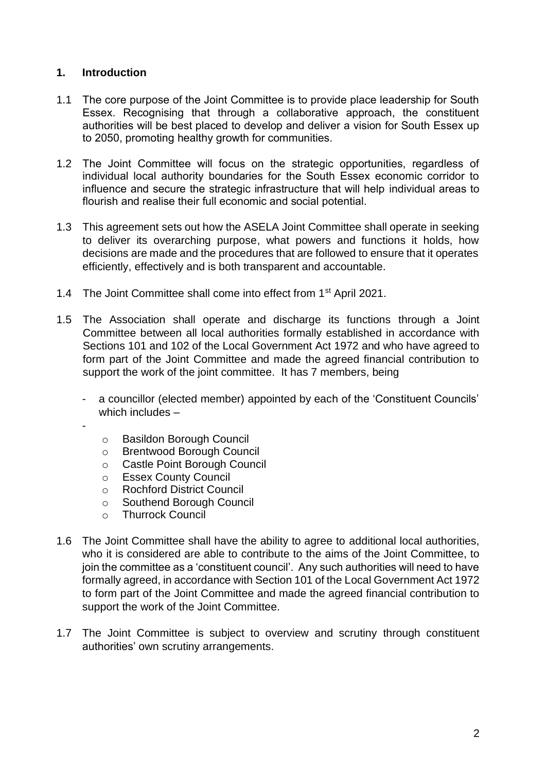## 1. Introduction

1.1 The core purpose of the Joint Committee is to provide place leadership for South Essex. Recognising that through a collaborative approach, the constituent authorities will be best placed to develop and deliver a vision for South Essex up to 2050, promoting healthy growth for communities.

1.2 The Joint Committee will focus on the strategic opportunities, regardless of individual local authority boundaries for the South Essex economic corridor to influence and secure the strategic infrastructure that will help individual areas to flourish and realise their full economic and social potential.

1.3 This agreement sets out how the ASELA Joint Committee shall operate in seeking to deliver its overarching purpose, what powers and functions it holds, how decisions are made and the procedures that are followed to ensure that it operates efficiently, effectively and is both transparent and accountable.

1.4 The Joint Committee shall come into effect from 1st April 2021.

1.5 The Association shall operate and discharge its functions through a Joint Committee between all local authorities formally established in accordance with Sections 101 and 102 of the Local Government Act 1972 and who have agreed to form part of the Joint Committee and made the agreed financial contribution to support the work of the joint committee. It has 7 members, being

- a councillor (elected member) appointed by each of the 'Constituent Councils' which includes –
-
    - Basildon Borough Council
    - Brentwood Borough Council
    - Castle Point Borough Council
    - Essex County Council
    - Rochford District Council
    - Southend Borough Council
    - Thurrock Council

1.6 The Joint Committee shall have the ability to agree to additional local authorities, who it is considered are able to contribute to the aims of the Joint Committee, to join the committee as a 'constituent council'. Any such authorities will need to have formally agreed, in accordance with Section 101 of the Local Government Act 1972 to form part of the Joint Committee and made the agreed financial contribution to support the work of the Joint Committee.

1.7 The Joint Committee is subject to overview and scrutiny through constituent authorities' own scrutiny arrangements.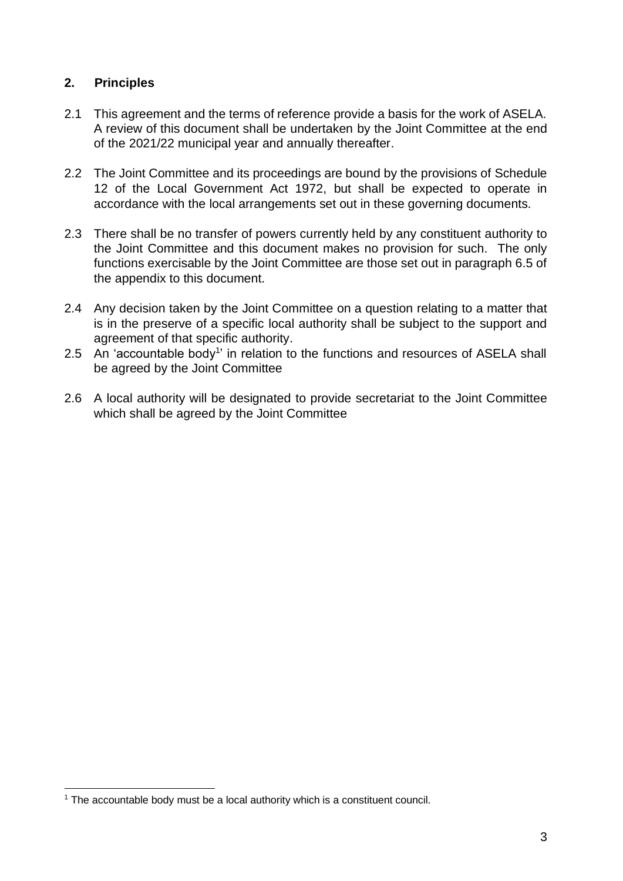## 2. Principles

2.1 This agreement and the terms of reference provide a basis for the work of ASELA. A review of this document shall be undertaken by the Joint Committee at the end of the 2021/22 municipal year and annually thereafter.

2.2 The Joint Committee and its proceedings are bound by the provisions of Schedule 12 of the Local Government Act 1972, but shall be expected to operate in accordance with the local arrangements set out in these governing documents.

2.3 There shall be no transfer of powers currently held by any constituent authority to the Joint Committee and this document makes no provision for such. The only functions exercisable by the Joint Committee are those set out in paragraph 6.5 of the appendix to this document.

2.4 Any decision taken by the Joint Committee on a question relating to a matter that is in the preserve of a specific local authority shall be subject to the support and agreement of that specific authority.

2.5 An 'accountable body[1]' in relation to the functions and resources of ASELA shall be agreed by the Joint Committee

2.6 A local authority will be designated to provide secretariat to the Joint Committee which shall be agreed by the Joint Committee

---

[1] The accountable body must be a local authority which is a constituent council.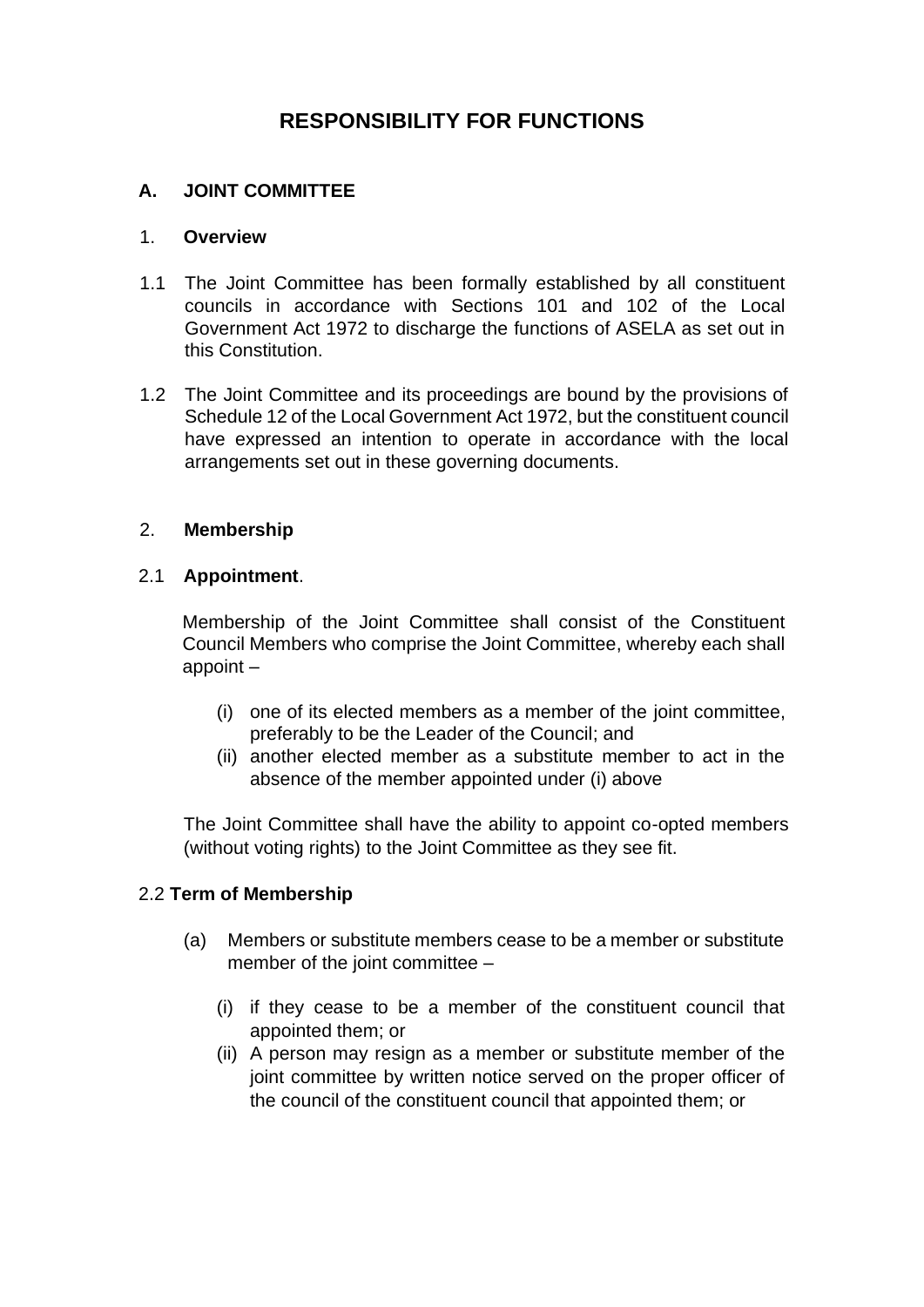# RESPONSIBILITY FOR FUNCTIONS

## A. JOINT COMMITTEE

### 1. Overview

1.1 The Joint Committee has been formally established by all constituent councils in accordance with Sections 101 and 102 of the Local Government Act 1972 to discharge the functions of ASELA as set out in this Constitution.

1.2 The Joint Committee and its proceedings are bound by the provisions of Schedule 12 of the Local Government Act 1972, but the constituent council have expressed an intention to operate in accordance with the local arrangements set out in these governing documents.

### 2. Membership

#### 2.1 Appointment.

Membership of the Joint Committee shall consist of the Constituent Council Members who comprise the Joint Committee, whereby each shall appoint –

(i) one of its elected members as a member of the joint committee, preferably to be the Leader of the Council; and
(ii) another elected member as a substitute member to act in the absence of the member appointed under (i) above

The Joint Committee shall have the ability to appoint co-opted members (without voting rights) to the Joint Committee as they see fit.

#### 2.2 Term of Membership

(a) Members or substitute members cease to be a member or substitute member of the joint committee –

(i) if they cease to be a member of the constituent council that appointed them; or
(ii) A person may resign as a member or substitute member of the joint committee by written notice served on the proper officer of the council of the constituent council that appointed them; or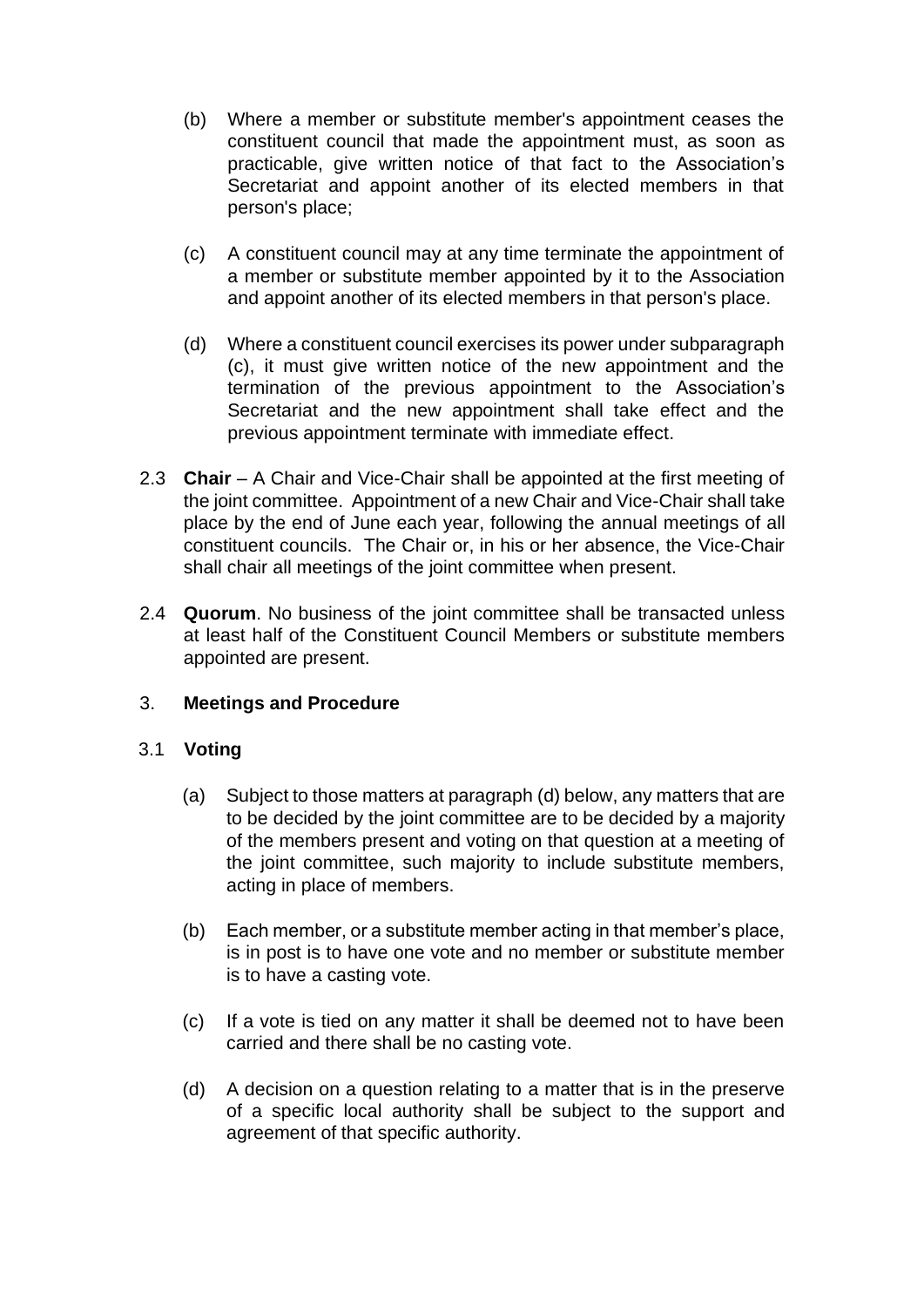(b) Where a member or substitute member's appointment ceases the constituent council that made the appointment must, as soon as practicable, give written notice of that fact to the Association's Secretariat and appoint another of its elected members in that person's place;

(c) A constituent council may at any time terminate the appointment of a member or substitute member appointed by it to the Association and appoint another of its elected members in that person's place.

(d) Where a constituent council exercises its power under subparagraph (c), it must give written notice of the new appointment and the termination of the previous appointment to the Association's Secretariat and the new appointment shall take effect and the previous appointment terminate with immediate effect.

2.3 **Chair** – A Chair and Vice-Chair shall be appointed at the first meeting of the joint committee. Appointment of a new Chair and Vice-Chair shall take place by the end of June each year, following the annual meetings of all constituent councils. The Chair or, in his or her absence, the Vice-Chair shall chair all meetings of the joint committee when present.

2.4 **Quorum**. No business of the joint committee shall be transacted unless at least half of the Constituent Council Members or substitute members appointed are present.

## 3. Meetings and Procedure

### 3.1 Voting

(a) Subject to those matters at paragraph (d) below, any matters that are to be decided by the joint committee are to be decided by a majority of the members present and voting on that question at a meeting of the joint committee, such majority to include substitute members, acting in place of members.

(b) Each member, or a substitute member acting in that member's place, is in post is to have one vote and no member or substitute member is to have a casting vote.

(c) If a vote is tied on any matter it shall be deemed not to have been carried and there shall be no casting vote.

(d) A decision on a question relating to a matter that is in the preserve of a specific local authority shall be subject to the support and agreement of that specific authority.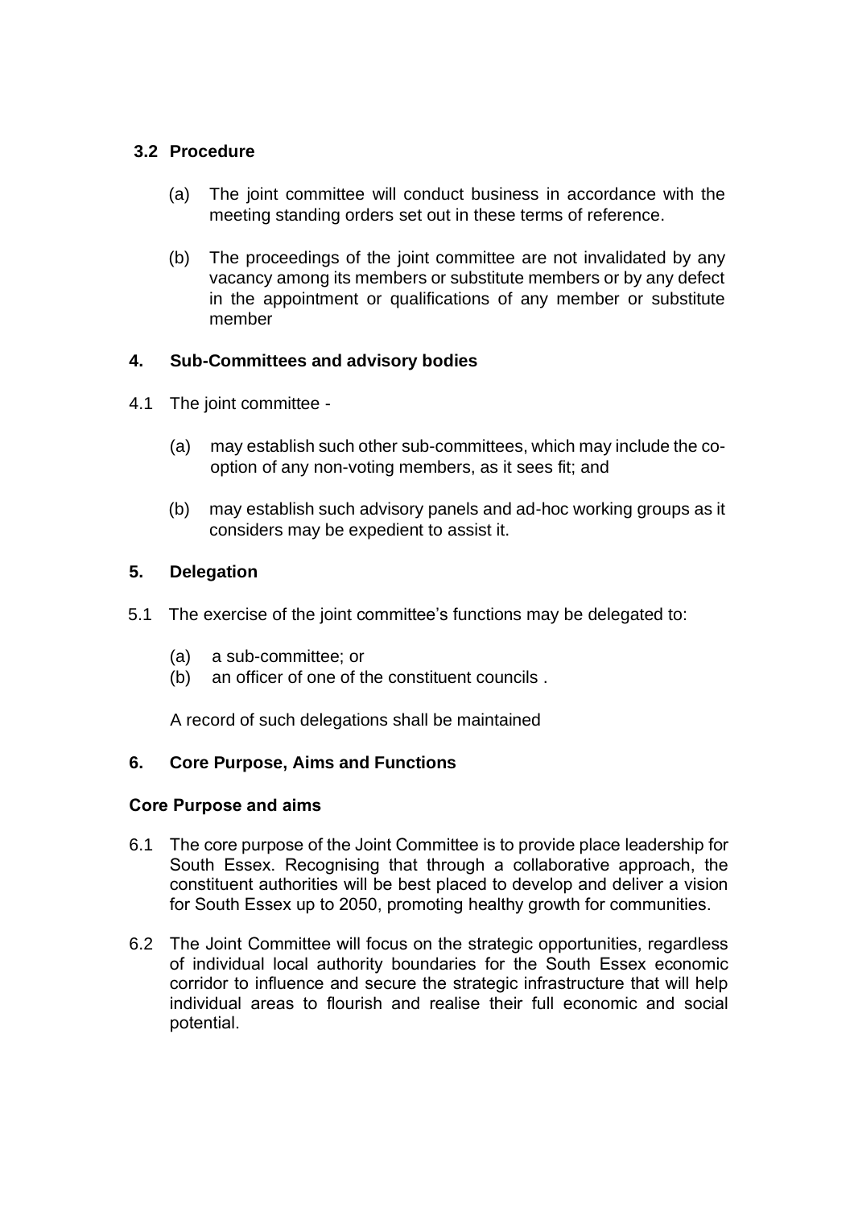### 3.2 Procedure

(a) The joint committee will conduct business in accordance with the meeting standing orders set out in these terms of reference.

(b) The proceedings of the joint committee are not invalidated by any vacancy among its members or substitute members or by any defect in the appointment or qualifications of any member or substitute member

## 4. Sub-Committees and advisory bodies

4.1 The joint committee -

(a) may establish such other sub-committees, which may include the co-option of any non-voting members, as it sees fit; and

(b) may establish such advisory panels and ad-hoc working groups as it considers may be expedient to assist it.

## 5. Delegation

5.1 The exercise of the joint committee's functions may be delegated to:

(a) a sub-committee; or
(b) an officer of one of the constituent councils .

A record of such delegations shall be maintained

## 6. Core Purpose, Aims and Functions

### Core Purpose and aims

6.1 The core purpose of the Joint Committee is to provide place leadership for South Essex. Recognising that through a collaborative approach, the constituent authorities will be best placed to develop and deliver a vision for South Essex up to 2050, promoting healthy growth for communities.

6.2 The Joint Committee will focus on the strategic opportunities, regardless of individual local authority boundaries for the South Essex economic corridor to influence and secure the strategic infrastructure that will help individual areas to flourish and realise their full economic and social potential.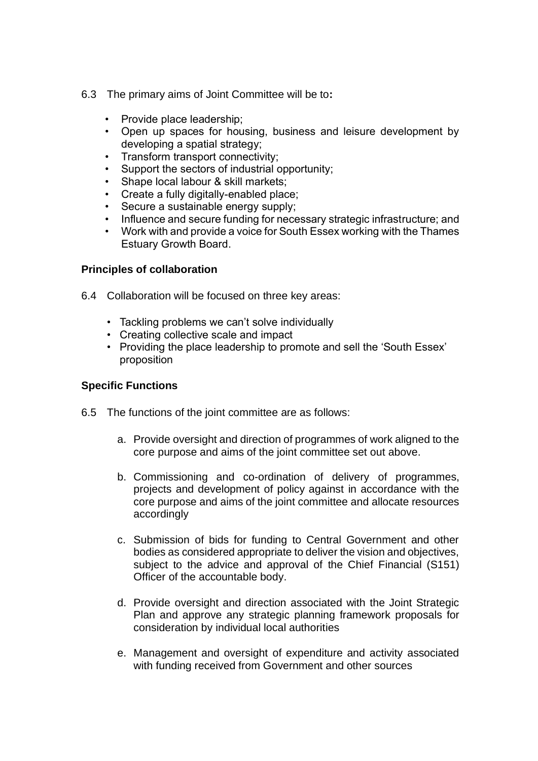6.3 The primary aims of Joint Committee will be to**:**

- Provide place leadership;
- Open up spaces for housing, business and leisure development by developing a spatial strategy;
- Transform transport connectivity;
- Support the sectors of industrial opportunity;
- Shape local labour & skill markets;
- Create a fully digitally-enabled place;
- Secure a sustainable energy supply;
- Influence and secure funding for necessary strategic infrastructure; and
- Work with and provide a voice for South Essex working with the Thames Estuary Growth Board.

**Principles of collaboration**

6.4 Collaboration will be focused on three key areas:

- Tackling problems we can't solve individually
- Creating collective scale and impact
- Providing the place leadership to promote and sell the 'South Essex' proposition

**Specific Functions**

6.5 The functions of the joint committee are as follows:

a. Provide oversight and direction of programmes of work aligned to the core purpose and aims of the joint committee set out above.

b. Commissioning and co-ordination of delivery of programmes, projects and development of policy against in accordance with the core purpose and aims of the joint committee and allocate resources accordingly

c. Submission of bids for funding to Central Government and other bodies as considered appropriate to deliver the vision and objectives, subject to the advice and approval of the Chief Financial (S151) Officer of the accountable body.

d. Provide oversight and direction associated with the Joint Strategic Plan and approve any strategic planning framework proposals for consideration by individual local authorities

e. Management and oversight of expenditure and activity associated with funding received from Government and other sources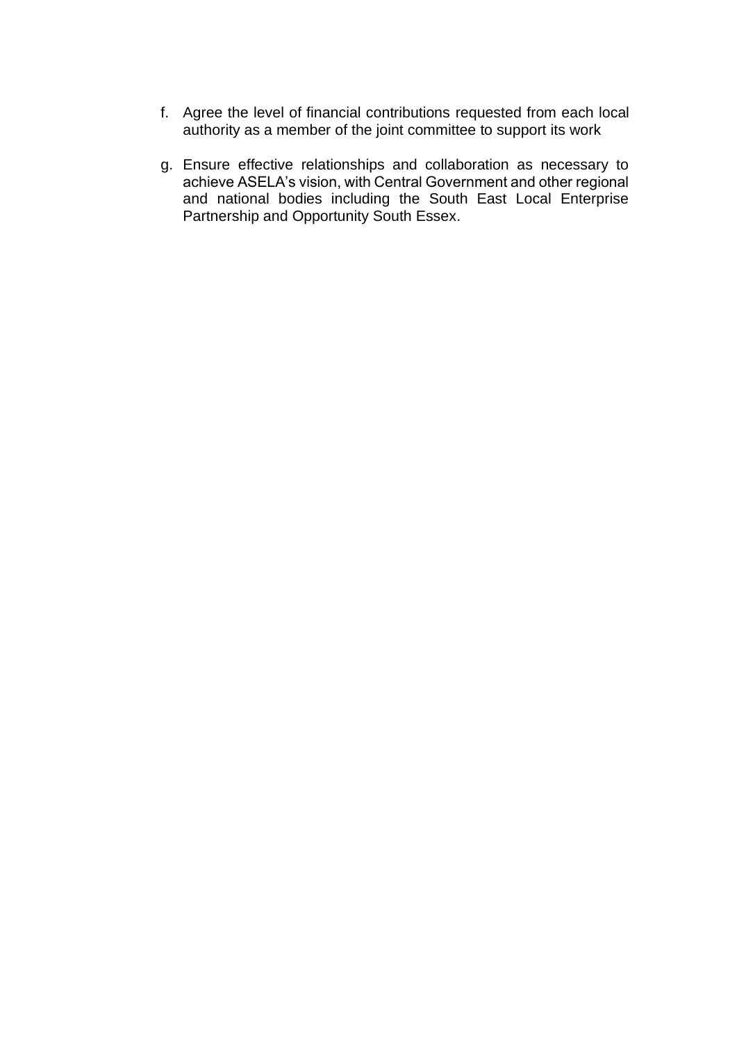f. Agree the level of financial contributions requested from each local authority as a member of the joint committee to support its work

g. Ensure effective relationships and collaboration as necessary to achieve ASELA's vision, with Central Government and other regional and national bodies including the South East Local Enterprise Partnership and Opportunity South Essex.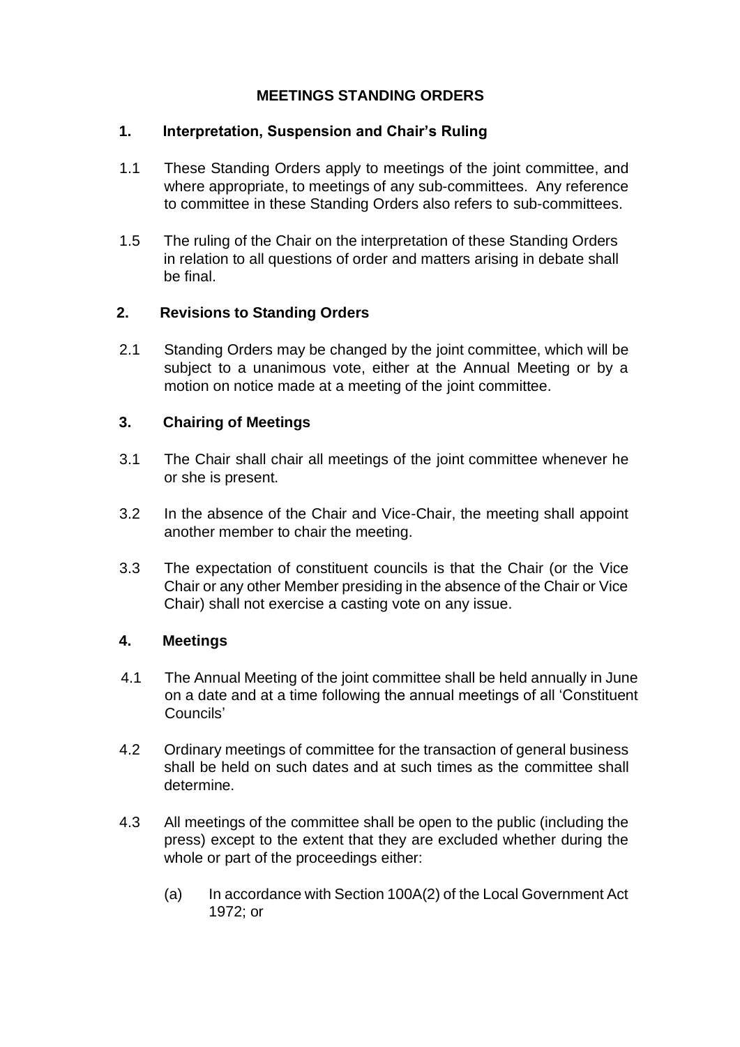# MEETINGS STANDING ORDERS

## 1. Interpretation, Suspension and Chair's Ruling

1.1 These Standing Orders apply to meetings of the joint committee, and where appropriate, to meetings of any sub-committees. Any reference to committee in these Standing Orders also refers to sub-committees.

1.5 The ruling of the Chair on the interpretation of these Standing Orders in relation to all questions of order and matters arising in debate shall be final.

## 2. Revisions to Standing Orders

2.1 Standing Orders may be changed by the joint committee, which will be subject to a unanimous vote, either at the Annual Meeting or by a motion on notice made at a meeting of the joint committee.

## 3. Chairing of Meetings

3.1 The Chair shall chair all meetings of the joint committee whenever he or she is present.

3.2 In the absence of the Chair and Vice-Chair, the meeting shall appoint another member to chair the meeting.

3.3 The expectation of constituent councils is that the Chair (or the Vice Chair or any other Member presiding in the absence of the Chair or Vice Chair) shall not exercise a casting vote on any issue.

## 4. Meetings

4.1 The Annual Meeting of the joint committee shall be held annually in June on a date and at a time following the annual meetings of all 'Constituent Councils'

4.2 Ordinary meetings of committee for the transaction of general business shall be held on such dates and at such times as the committee shall determine.

4.3 All meetings of the committee shall be open to the public (including the press) except to the extent that they are excluded whether during the whole or part of the proceedings either:

(a) In accordance with Section 100A(2) of the Local Government Act 1972; or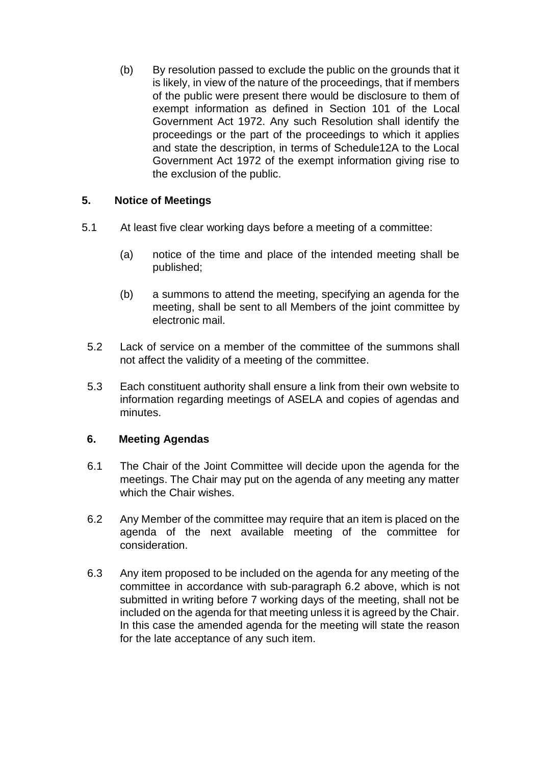(b) By resolution passed to exclude the public on the grounds that it is likely, in view of the nature of the proceedings, that if members of the public were present there would be disclosure to them of exempt information as defined in Section 101 of the Local Government Act 1972. Any such Resolution shall identify the proceedings or the part of the proceedings to which it applies and state the description, in terms of Schedule12A to the Local Government Act 1972 of the exempt information giving rise to the exclusion of the public.

## 5. Notice of Meetings

5.1 At least five clear working days before a meeting of a committee:

(a) notice of the time and place of the intended meeting shall be published;

(b) a summons to attend the meeting, specifying an agenda for the meeting, shall be sent to all Members of the joint committee by electronic mail.

5.2 Lack of service on a member of the committee of the summons shall not affect the validity of a meeting of the committee.

5.3 Each constituent authority shall ensure a link from their own website to information regarding meetings of ASELA and copies of agendas and minutes.

## 6. Meeting Agendas

6.1 The Chair of the Joint Committee will decide upon the agenda for the meetings. The Chair may put on the agenda of any meeting any matter which the Chair wishes.

6.2 Any Member of the committee may require that an item is placed on the agenda of the next available meeting of the committee for consideration.

6.3 Any item proposed to be included on the agenda for any meeting of the committee in accordance with sub-paragraph 6.2 above, which is not submitted in writing before 7 working days of the meeting, shall not be included on the agenda for that meeting unless it is agreed by the Chair. In this case the amended agenda for the meeting will state the reason for the late acceptance of any such item.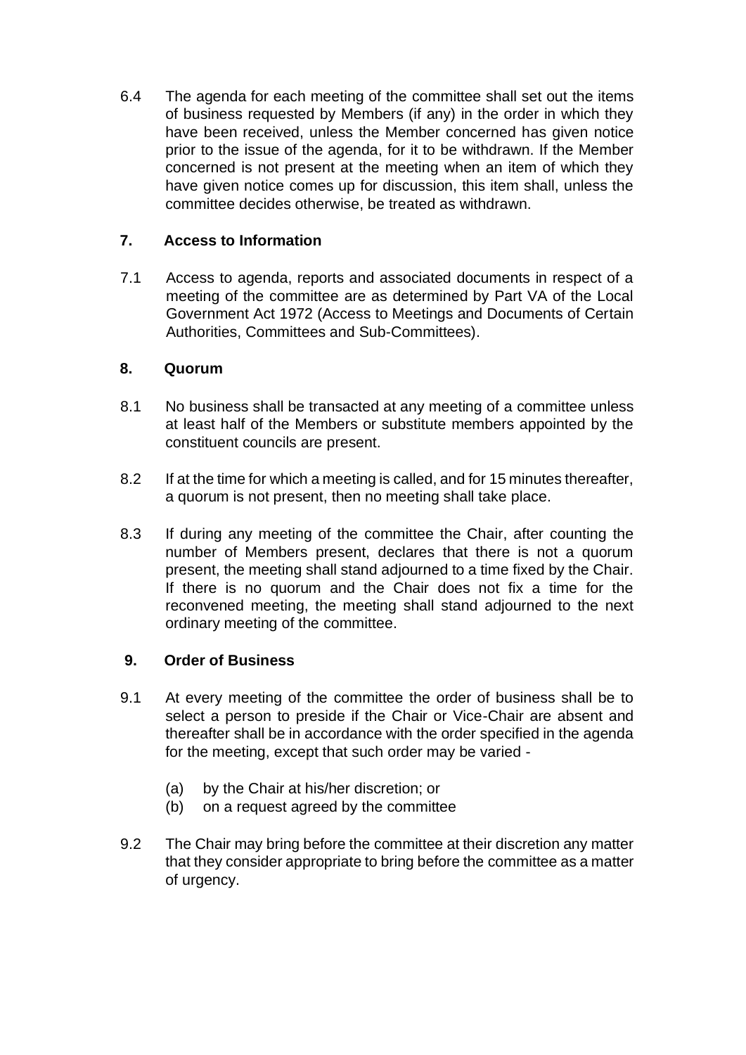6.4 The agenda for each meeting of the committee shall set out the items of business requested by Members (if any) in the order in which they have been received, unless the Member concerned has given notice prior to the issue of the agenda, for it to be withdrawn. If the Member concerned is not present at the meeting when an item of which they have given notice comes up for discussion, this item shall, unless the committee decides otherwise, be treated as withdrawn.

## 7. Access to Information

7.1 Access to agenda, reports and associated documents in respect of a meeting of the committee are as determined by Part VA of the Local Government Act 1972 (Access to Meetings and Documents of Certain Authorities, Committees and Sub-Committees).

## 8. Quorum

8.1 No business shall be transacted at any meeting of a committee unless at least half of the Members or substitute members appointed by the constituent councils are present.

8.2 If at the time for which a meeting is called, and for 15 minutes thereafter, a quorum is not present, then no meeting shall take place.

8.3 If during any meeting of the committee the Chair, after counting the number of Members present, declares that there is not a quorum present, the meeting shall stand adjourned to a time fixed by the Chair. If there is no quorum and the Chair does not fix a time for the reconvened meeting, the meeting shall stand adjourned to the next ordinary meeting of the committee.

## 9. Order of Business

9.1 At every meeting of the committee the order of business shall be to select a person to preside if the Chair or Vice-Chair are absent and thereafter shall be in accordance with the order specified in the agenda for the meeting, except that such order may be varied -

(a) by the Chair at his/her discretion; or
(b) on a request agreed by the committee

9.2 The Chair may bring before the committee at their discretion any matter that they consider appropriate to bring before the committee as a matter of urgency.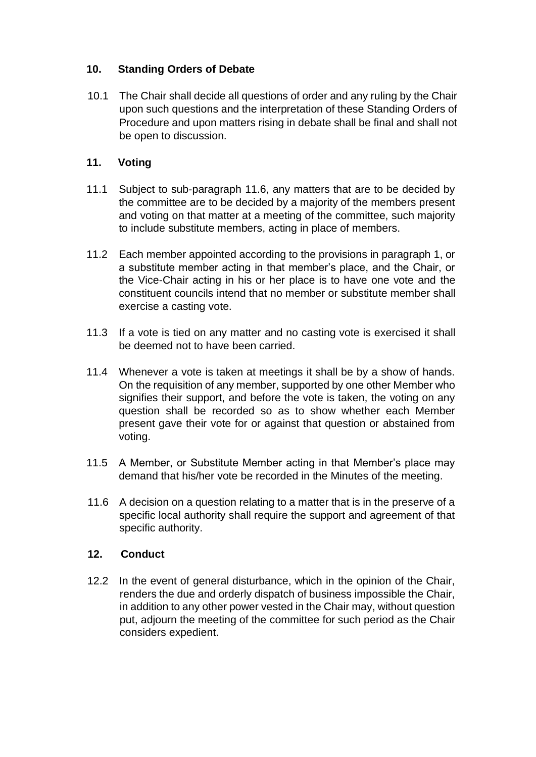## 10. Standing Orders of Debate

10.1 The Chair shall decide all questions of order and any ruling by the Chair upon such questions and the interpretation of these Standing Orders of Procedure and upon matters rising in debate shall be final and shall not be open to discussion.

## 11. Voting

11.1 Subject to sub-paragraph 11.6, any matters that are to be decided by the committee are to be decided by a majority of the members present and voting on that matter at a meeting of the committee, such majority to include substitute members, acting in place of members.

11.2 Each member appointed according to the provisions in paragraph 1, or a substitute member acting in that member's place, and the Chair, or the Vice-Chair acting in his or her place is to have one vote and the constituent councils intend that no member or substitute member shall exercise a casting vote.

11.3 If a vote is tied on any matter and no casting vote is exercised it shall be deemed not to have been carried.

11.4 Whenever a vote is taken at meetings it shall be by a show of hands. On the requisition of any member, supported by one other Member who signifies their support, and before the vote is taken, the voting on any question shall be recorded so as to show whether each Member present gave their vote for or against that question or abstained from voting.

11.5 A Member, or Substitute Member acting in that Member's place may demand that his/her vote be recorded in the Minutes of the meeting.

11.6 A decision on a question relating to a matter that is in the preserve of a specific local authority shall require the support and agreement of that specific authority.

## 12. Conduct

12.2 In the event of general disturbance, which in the opinion of the Chair, renders the due and orderly dispatch of business impossible the Chair, in addition to any other power vested in the Chair may, without question put, adjourn the meeting of the committee for such period as the Chair considers expedient.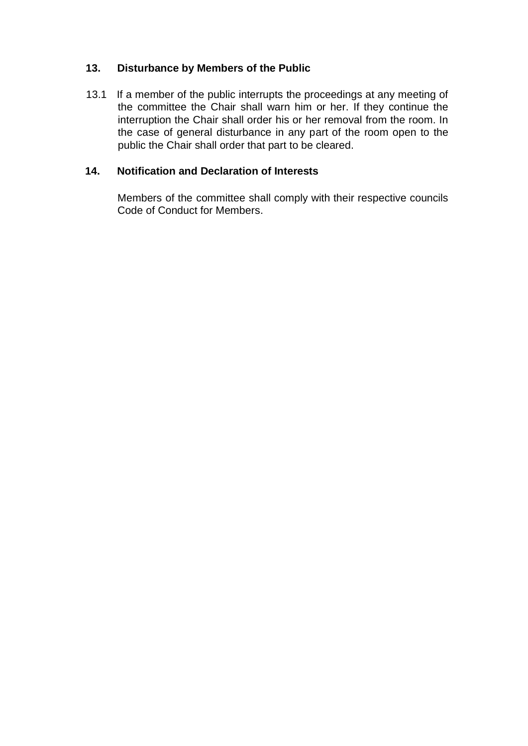## 13. Disturbance by Members of the Public

13.1 If a member of the public interrupts the proceedings at any meeting of the committee the Chair shall warn him or her. If they continue the interruption the Chair shall order his or her removal from the room. In the case of general disturbance in any part of the room open to the public the Chair shall order that part to be cleared.

## 14. Notification and Declaration of Interests

Members of the committee shall comply with their respective councils Code of Conduct for Members.